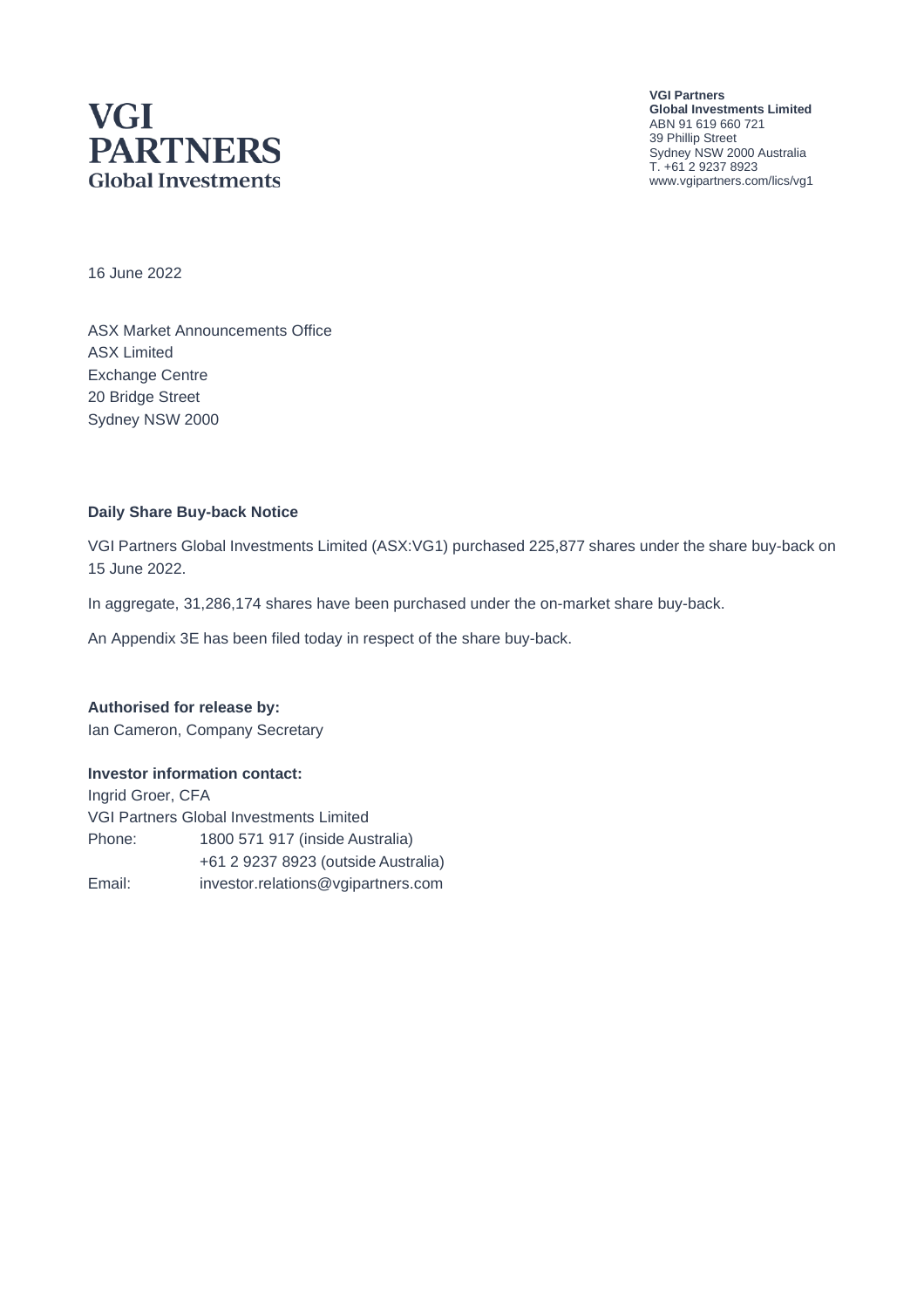VGI PARTNERS
Global Investments

**VGI Partners**
**Global Investments Limited**
ABN 91 619 660 721
39 Phillip Street
Sydney NSW 2000 Australia
T. +61 2 9237 8923
www.vgipartners.com/lics/vg1

16 June 2022

ASX Market Announcements Office
ASX Limited
Exchange Centre
20 Bridge Street
Sydney NSW 2000

**Daily Share Buy-back Notice**

VGI Partners Global Investments Limited (ASX:VG1) purchased 225,877 shares under the share buy-back on 15 June 2022.

In aggregate, 31,286,174 shares have been purchased under the on-market share buy-back.

An Appendix 3E has been filed today in respect of the share buy-back.

**Authorised for release by:**
Ian Cameron, Company Secretary

**Investor information contact:**
Ingrid Groer, CFA
VGI Partners Global Investments Limited

| | |
|---|---|
| Phone: | 1800 571 917 (inside Australia) |
| | +61 2 9237 8923 (outside Australia) |
| Email: | investor.relations@vgipartners.com |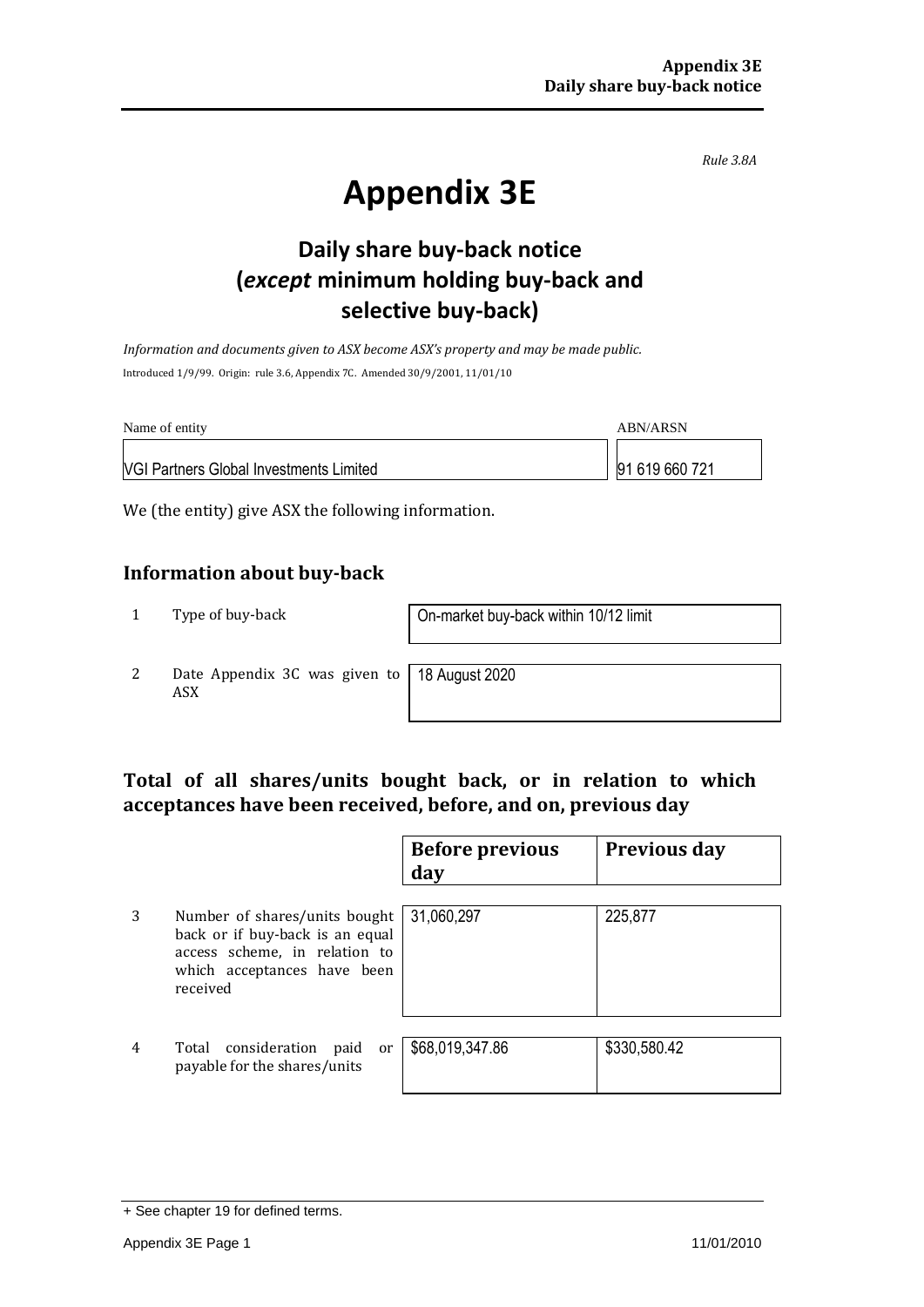*Rule 3.8A*

# Appendix 3E

## Daily share buy-back notice (*except* minimum holding buy-back and selective buy-back)

*Information and documents given to ASX become ASX's property and may be made public.*

Introduced 1/9/99. Origin: rule 3.6, Appendix 7C. Amended 30/9/2001, 11/01/10

| Name of entity | ABN/ARSN |
|---|---|
| VGI Partners Global Investments Limited | 91 619 660 721 |

We (the entity) give ASX the following information.

## Information about buy-back

| | | |
|---|---|---|
| 1 | Type of buy-back | On-market buy-back within 10/12 limit |
| 2 | Date Appendix 3C was given to ASX | 18 August 2020 |

## Total of all shares/units bought back, or in relation to which acceptances have been received, before, and on, previous day

| | | Before previous day | Previous day |
|---|---|---|---|
| 3 | Number of shares/units bought back or if buy-back is an equal access scheme, in relation to which acceptances have been received | 31,060,297 | 225,877 |
| 4 | Total consideration paid or payable for the shares/units | $68,019,347.86 | $330,580.42 |

+ See chapter 19 for defined terms.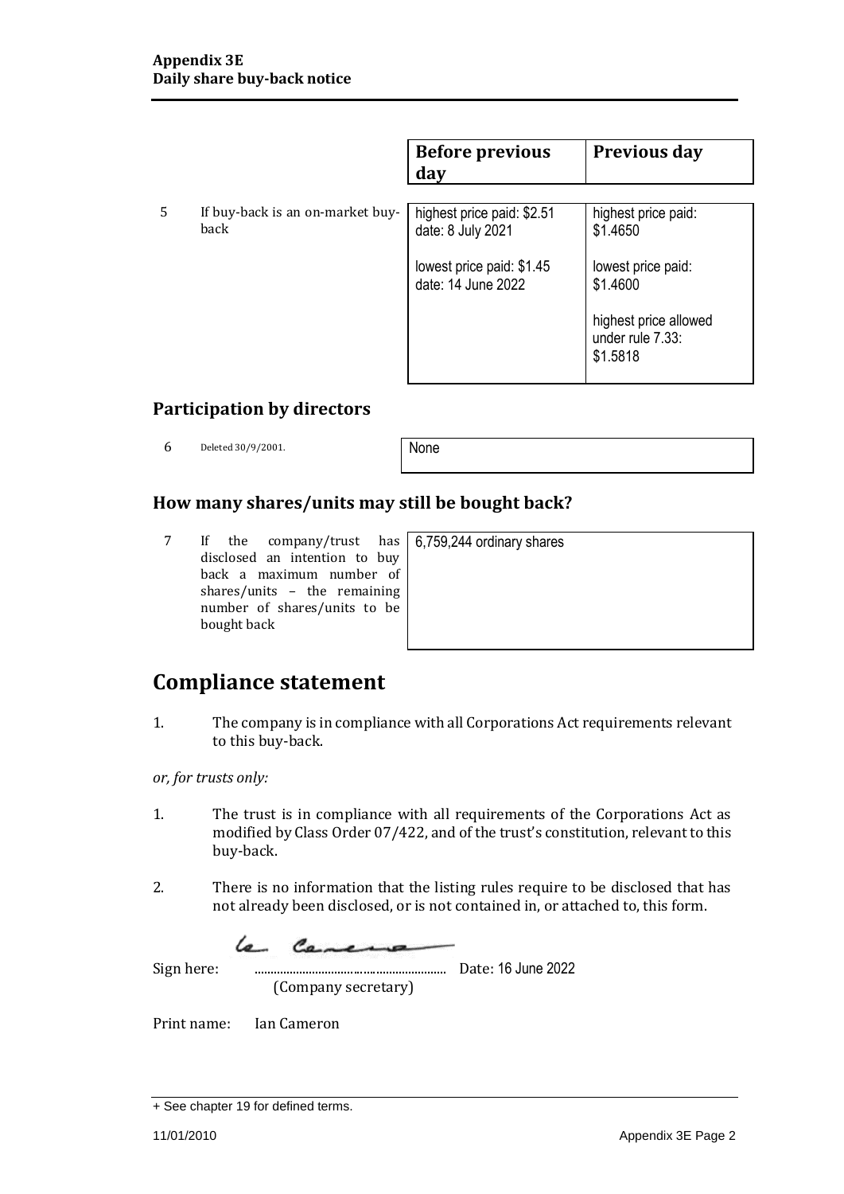| | | Before previous day | Previous day |
|---|---|---|---|
| 5 | If buy-back is an on-market buy-back | highest price paid: $2.51<br>date: 8 July 2021<br><br>lowest price paid: $1.45<br>date: 14 June 2022 | highest price paid: $1.4650<br><br>lowest price paid: $1.4600<br><br>highest price allowed under rule 7.33: $1.5818 |

## Participation by directors

| | | |
|---|---|---|
| 6 | Deleted 30/9/2001. | None |

## How many shares/units may still be bought back?

| | | |
|---|---|---|
| 7 | If the company/trust has disclosed an intention to buy back a maximum number of shares/units – the remaining number of shares/units to be bought back | 6,759,244 ordinary shares |

# Compliance statement

1. The company is in compliance with all Corporations Act requirements relevant to this buy-back.

*or, for trusts only:*

1. The trust is in compliance with all requirements of the Corporations Act as modified by Class Order 07/422, and of the trust's constitution, relevant to this buy-back.

2. There is no information that the listing rules require to be disclosed that has not already been disclosed, or is not contained in, or attached to, this form.

Sign here: ........................................................ Date: 16 June 2022
(Company secretary)

Print name: Ian Cameron

+ See chapter 19 for defined terms.